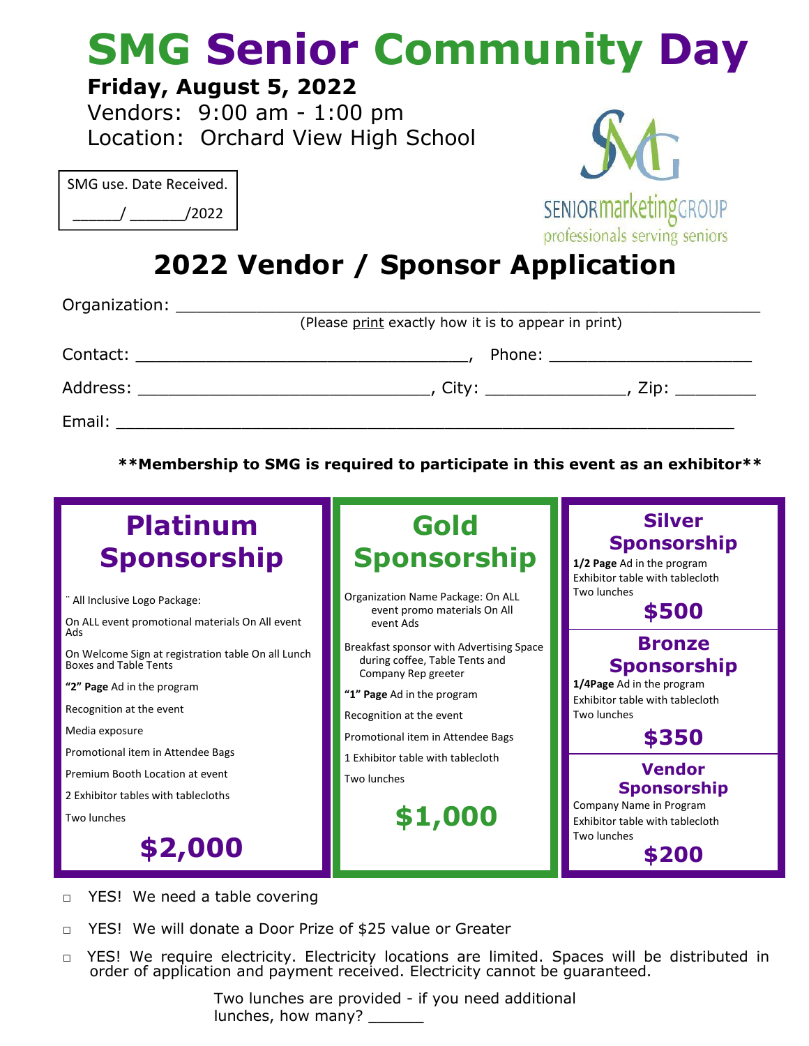# SMG Senior Community Day

**Friday, August 5, 2022**

Vendors: 9:00 am - 1:00 pm

Location: Orchard View High School

SMG use. Date Received.

\_\_\_\_\_/ \_\_\_\_\_\_/2022

SENIORmarketingGROUP
professionals serving seniors

## 2022 Vendor / Sponsor Application

Organization: \_\_\_\_\_\_\_\_\_\_\_\_\_\_\_\_\_\_\_\_\_\_\_\_\_\_\_\_\_\_\_\_\_\_\_\_\_\_\_\_\_\_\_\_\_\_\_\_\_\_\_\_
(Please print exactly how it is to appear in print)

Contact: \_\_\_\_\_\_\_\_\_\_\_\_\_\_\_\_\_\_\_\_\_\_\_\_\_\_\_\_\_\_\_\_, Phone: \_\_\_\_\_\_\_\_\_\_\_\_\_\_\_\_\_\_\_\_

Address: \_\_\_\_\_\_\_\_\_\_\_\_\_\_\_\_\_\_\_\_\_\_\_\_\_\_\_\_, City: \_\_\_\_\_\_\_\_\_\_\_\_\_\_, Zip: \_\_\_\_\_\_\_\_

Email: \_\_\_\_\_\_\_\_\_\_\_\_\_\_\_\_\_\_\_\_\_\_\_\_\_\_\_\_\_\_\_\_\_\_\_\_\_\_\_\_\_\_\_\_\_\_\_\_\_\_\_\_\_\_\_\_\_\_\_\_

**\*\*Membership to SMG is required to participate in this event as an exhibitor\*\***

### Platinum Sponsorship

¨ All Inclusive Logo Package:

On ALL event promotional materials On All event Ads

On Welcome Sign at registration table On all Lunch Boxes and Table Tents

**"2" Page** Ad in the program

Recognition at the event

Media exposure

Promotional item in Attendee Bags

Premium Booth Location at event

2 Exhibitor tables with tablecloths

Two lunches

**$2,000**

### Gold Sponsorship

Organization Name Package: On ALL event promo materials On All event Ads

Breakfast sponsor with Advertising Space during coffee, Table Tents and Company Rep greeter

**"1" Page** Ad in the program

Recognition at the event

Promotional item in Attendee Bags

1 Exhibitor table with tablecloth

Two lunches

**$1,000**

### Silver Sponsorship

**1/2 Page** Ad in the program
Exhibitor table with tablecloth
Two lunches

**$500**

### Bronze Sponsorship

**1/4Page** Ad in the program
Exhibitor table with tablecloth
Two lunches

**$350**

### Vendor Sponsorship

Company Name in Program
Exhibitor table with tablecloth
Two lunches

**$200**

- ☐ YES! We need a table covering
- ☐ YES! We will donate a Door Prize of $25 value or Greater
- ☐ YES! We require electricity. Electricity locations are limited. Spaces will be distributed in order of application and payment received. Electricity cannot be guaranteed.

Two lunches are provided - if you need additional lunches, how many? \_\_\_\_\_\_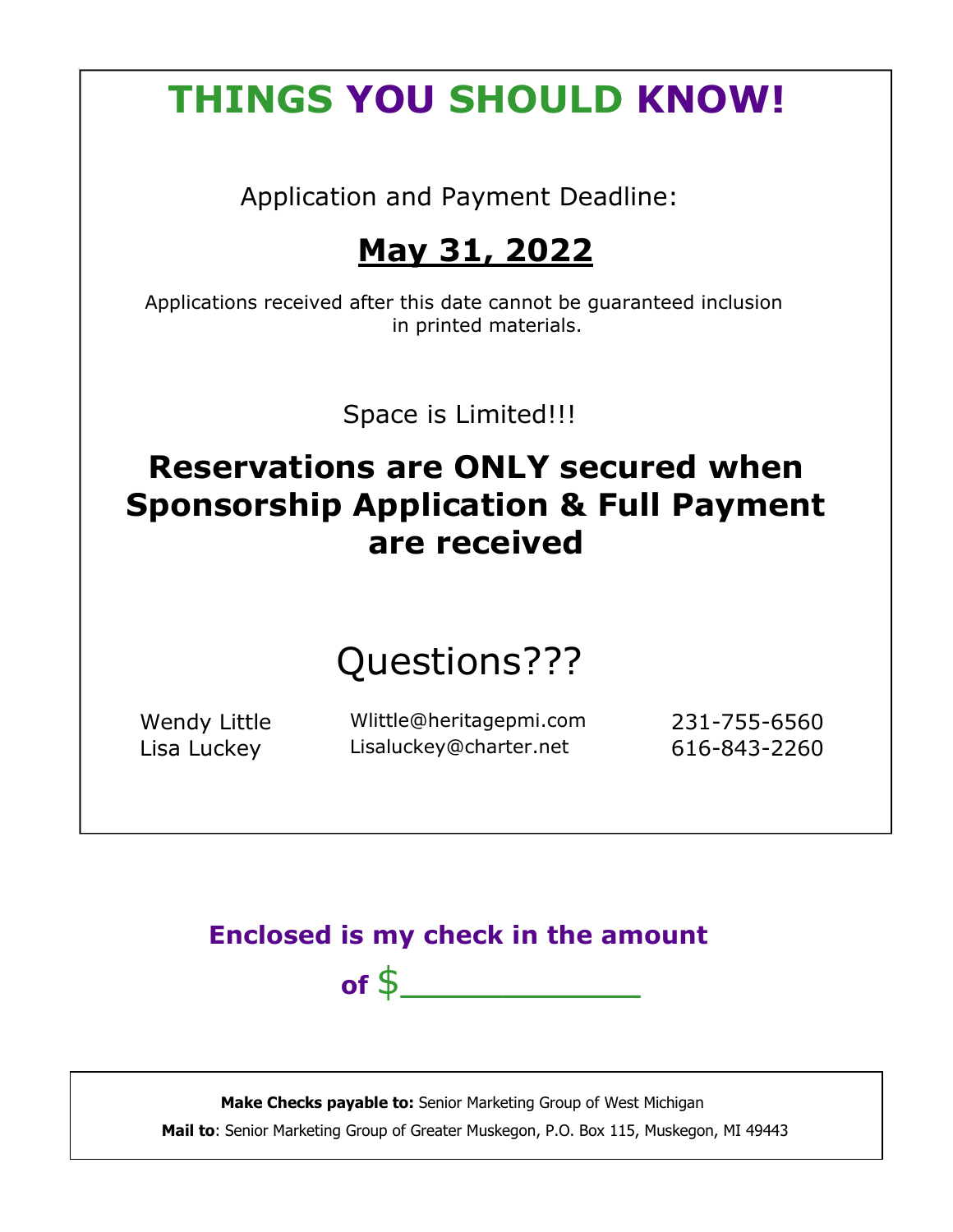# THINGS YOU SHOULD KNOW!

Application and Payment Deadline:

## May 31, 2022

Applications received after this date cannot be guaranteed inclusion in printed materials.

Space is Limited!!!

**Reservations are ONLY secured when Sponsorship Application & Full Payment are received**

## Questions???

| | | |
|---|---|---|
| Wendy Little | Wlittle@heritagepmi.com | 231-755-6560 |
| Lisa Luckey | Lisaluckey@charter.net | 616-843-2260 |

**Enclosed is my check in the amount of** $____________

**Make Checks payable to:** Senior Marketing Group of West Michigan

**Mail to**: Senior Marketing Group of Greater Muskegon, P.O. Box 115, Muskegon, MI 49443